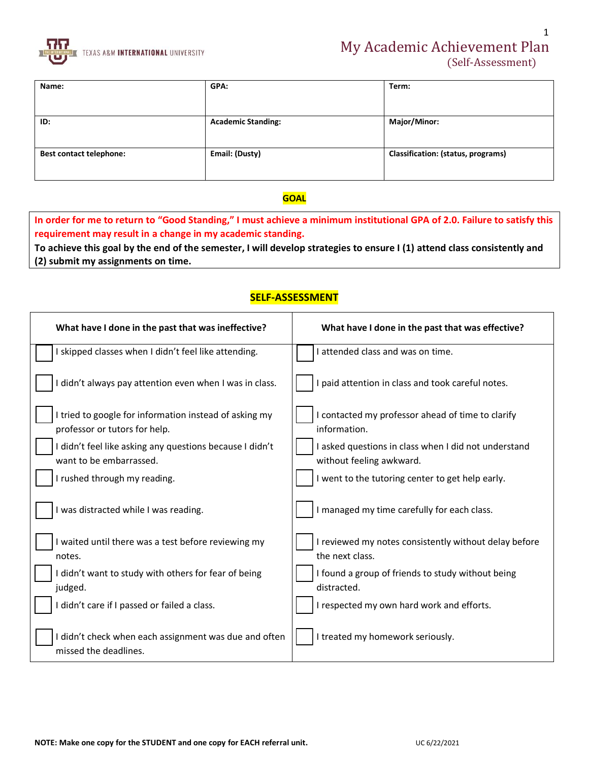TEXAS A&M INTERNATIONAL UNIVERSITY

# My Academic Achievement Plan
## (Self-Assessment)

| Name: | GPA: | Term: |
|---|---|---|
| ID: | Academic Standing: | Major/Minor: |
| Best contact telephone: | Email: (Dusty) | Classification: (status, programs) |

## GOAL

**In order for me to return to "Good Standing," I must achieve a minimum institutional GPA of 2.0. Failure to satisfy this requirement may result in a change in my academic standing.**

**To achieve this goal by the end of the semester, I will develop strategies to ensure I (1) attend class consistently and (2) submit my assignments on time.**

## SELF-ASSESSMENT

| What have I done in the past that was ineffective? | What have I done in the past that was effective? |
|---|---|
| ☐ I skipped classes when I didn't feel like attending. | ☐ I attended class and was on time. |
| ☐ I didn't always pay attention even when I was in class. | ☐ I paid attention in class and took careful notes. |
| ☐ I tried to google for information instead of asking my professor or tutors for help. | ☐ I contacted my professor ahead of time to clarify information. |
| ☐ I didn't feel like asking any questions because I didn't want to be embarrassed. | ☐ I asked questions in class when I did not understand without feeling awkward. |
| ☐ I rushed through my reading. | ☐ I went to the tutoring center to get help early. |
| ☐ I was distracted while I was reading. | ☐ I managed my time carefully for each class. |
| ☐ I waited until there was a test before reviewing my notes. | ☐ I reviewed my notes consistently without delay before the next class. |
| ☐ I didn't want to study with others for fear of being judged. | ☐ I found a group of friends to study without being distracted. |
| ☐ I didn't care if I passed or failed a class. | ☐ I respected my own hard work and efforts. |
| ☐ I didn't check when each assignment was due and often missed the deadlines. | ☐ I treated my homework seriously. |

**NOTE: Make one copy for the STUDENT and one copy for EACH referral unit.**

UC 6/22/2021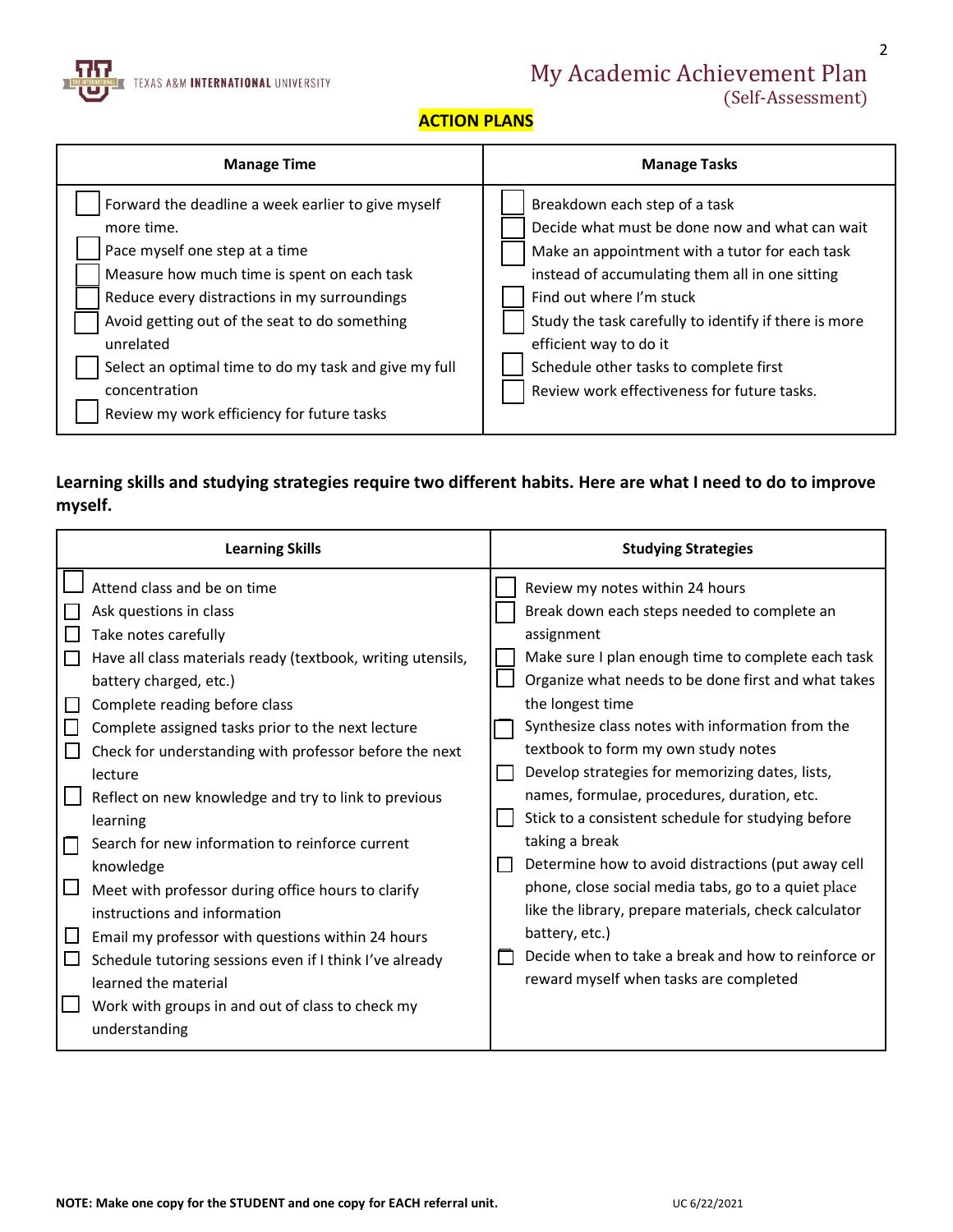## ACTION PLANS

| Manage Time | Manage Tasks |
|---|---|
| ☐ Forward the deadline a week earlier to give myself more time.<br>☐ Pace myself one step at a time<br>☐ Measure how much time is spent on each task<br>☐ Reduce every distractions in my surroundings<br>☐ Avoid getting out of the seat to do something unrelated<br>☐ Select an optimal time to do my task and give my full concentration<br>☐ Review my work efficiency for future tasks | ☐ Breakdown each step of a task<br>☐ Decide what must be done now and what can wait<br>☐ Make an appointment with a tutor for each task instead of accumulating them all in one sitting<br>☐ Find out where I'm stuck<br>☐ Study the task carefully to identify if there is more efficient way to do it<br>☐ Schedule other tasks to complete first<br>☐ Review work effectiveness for future tasks. |

**Learning skills and studying strategies require two different habits. Here are what I need to do to improve myself.**

| Learning Skills | Studying Strategies |
|---|---|
| ☐ Attend class and be on time<br>☐ Ask questions in class<br>☐ Take notes carefully<br>☐ Have all class materials ready (textbook, writing utensils, battery charged, etc.)<br>☐ Complete reading before class<br>☐ Complete assigned tasks prior to the next lecture<br>☐ Check for understanding with professor before the next lecture<br>☐ Reflect on new knowledge and try to link to previous learning<br>☐ Search for new information to reinforce current knowledge<br>☐ Meet with professor during office hours to clarify instructions and information<br>☐ Email my professor with questions within 24 hours<br>☐ Schedule tutoring sessions even if I think I've already learned the material<br>☐ Work with groups in and out of class to check my understanding | ☐ Review my notes within 24 hours<br>☐ Break down each steps needed to complete an assignment<br>☐ Make sure I plan enough time to complete each task<br>☐ Organize what needs to be done first and what takes the longest time<br>☐ Synthesize class notes with information from the textbook to form my own study notes<br>☐ Develop strategies for memorizing dates, lists, names, formulae, procedures, duration, etc.<br>☐ Stick to a consistent schedule for studying before taking a break<br>☐ Determine how to avoid distractions (put away cell phone, close social media tabs, go to a quiet place like the library, prepare materials, check calculator battery, etc.)<br>☐ Decide when to take a break and how to reinforce or reward myself when tasks are completed |

**NOTE: Make one copy for the STUDENT and one copy for EACH referral unit.**

UC 6/22/2021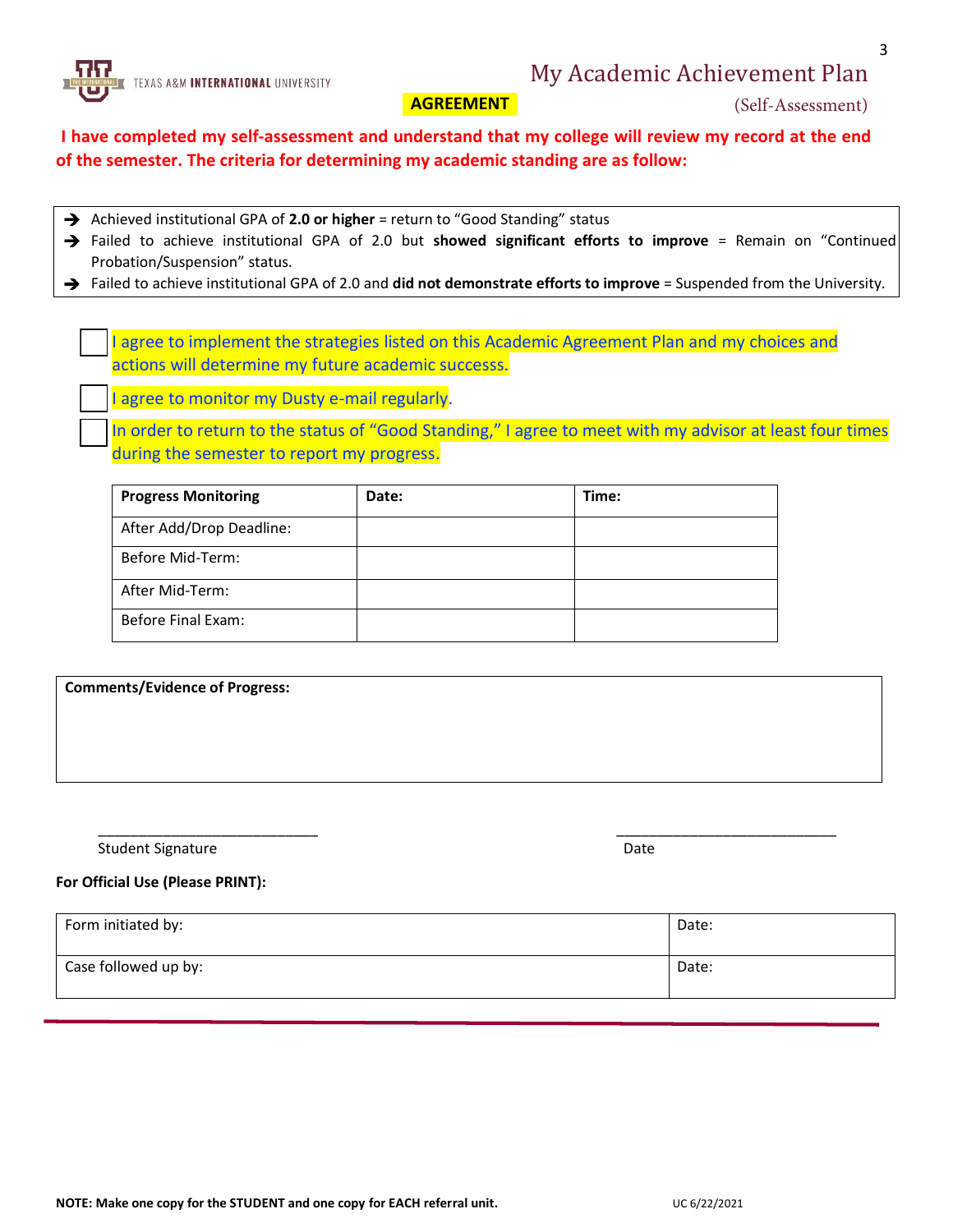TEXAS A&M INTERNATIONAL UNIVERSITY

# My Academic Achievement Plan

(Self-Assessment)

**AGREEMENT**

**I have completed my self-assessment and understand that my college will review my record at the end of the semester. The criteria for determining my academic standing are as follow:**

- Achieved institutional GPA of **2.0 or higher** = return to "Good Standing" status
- Failed to achieve institutional GPA of 2.0 but **showed significant efforts to improve** = Remain on "Continued Probation/Suspension" status.
- Failed to achieve institutional GPA of 2.0 and **did not demonstrate efforts to improve** = Suspended from the University.

- [ ] I agree to implement the strategies listed on this Academic Agreement Plan and my choices and actions will determine my future academic successs.
- [ ] I agree to monitor my Dusty e-mail regularly.
- [ ] In order to return to the status of "Good Standing," I agree to meet with my advisor at least four times during the semester to report my progress.

| **Progress Monitoring** | **Date:** | **Time:** |
| --- | --- | --- |
| After Add/Drop Deadline: | | |
| Before Mid-Term: | | |
| After Mid-Term: | | |
| Before Final Exam: | | |

**Comments/Evidence of Progress:**

\_\_\_\_\_\_\_\_\_\_\_\_\_\_\_\_\_\_\_\_\_\_\_\_\_\_\_\_ &nbsp;&nbsp;&nbsp;&nbsp;&nbsp;&nbsp;&nbsp;&nbsp; \_\_\_\_\_\_\_\_\_\_\_\_\_\_\_\_\_\_\_\_\_\_\_\_\_\_\_\_

Student Signature &nbsp;&nbsp;&nbsp;&nbsp;&nbsp;&nbsp;&nbsp;&nbsp; Date

**For Official Use (Please PRINT):**

| Form initiated by: | Date: |
| --- | --- |
| Case followed up by: | Date: |

**NOTE: Make one copy for the STUDENT and one copy for EACH referral unit.**

UC 6/22/2021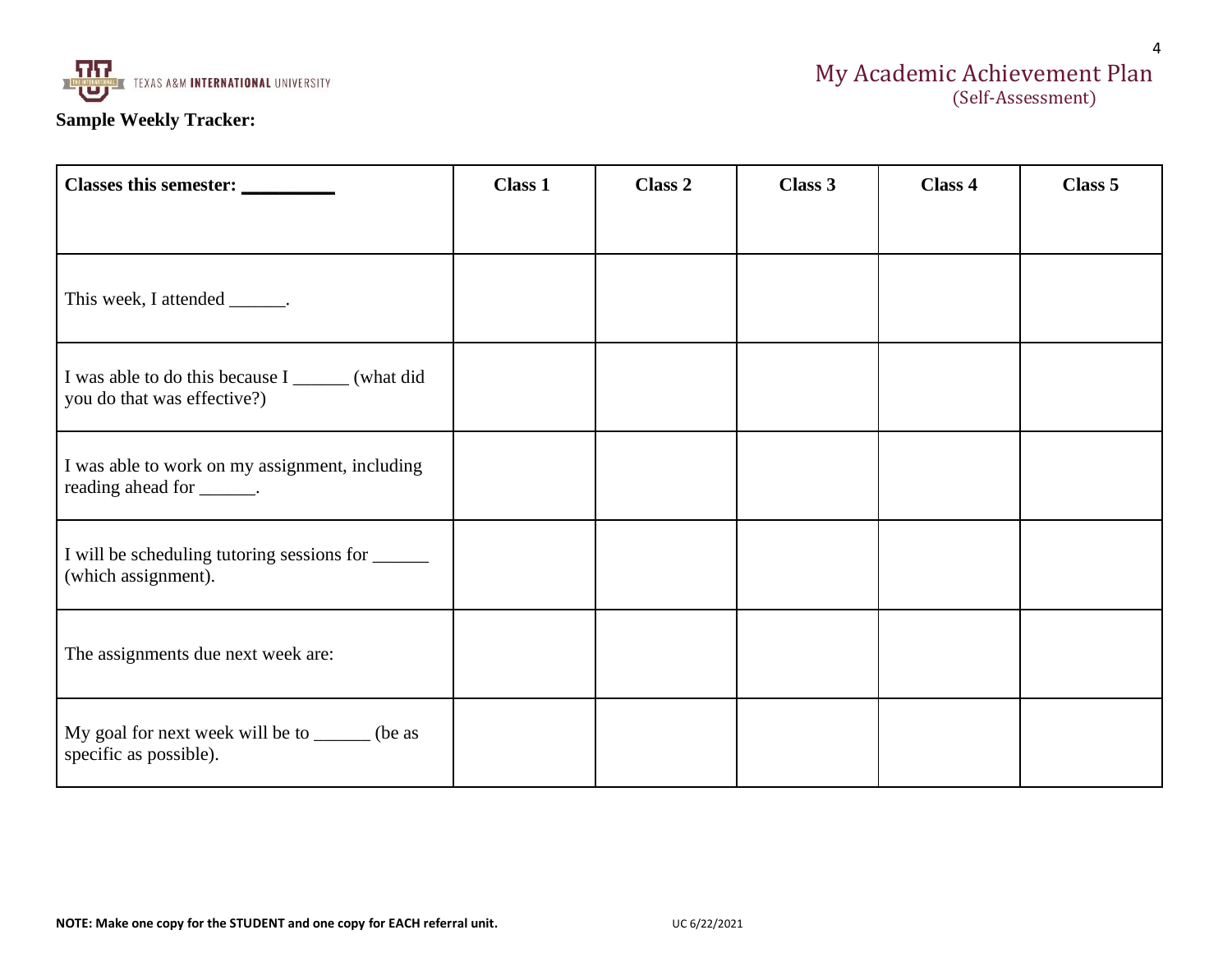**Sample Weekly Tracker:**

| **Classes this semester: \_\_\_\_\_\_\_\_\_\_** | **Class 1** | **Class 2** | **Class 3** | **Class 4** | **Class 5** |
|---|---|---|---|---|---|
| This week, I attended \_\_\_\_\_\_. | | | | | |
| I was able to do this because I \_\_\_\_\_\_ (what did you do that was effective?) | | | | | |
| I was able to work on my assignment, including reading ahead for \_\_\_\_\_\_. | | | | | |
| I will be scheduling tutoring sessions for \_\_\_\_\_\_ (which assignment). | | | | | |
| The assignments due next week are: | | | | | |
| My goal for next week will be to \_\_\_\_\_\_ (be as specific as possible). | | | | | |

**NOTE: Make one copy for the STUDENT and one copy for EACH referral unit.**

UC 6/22/2021